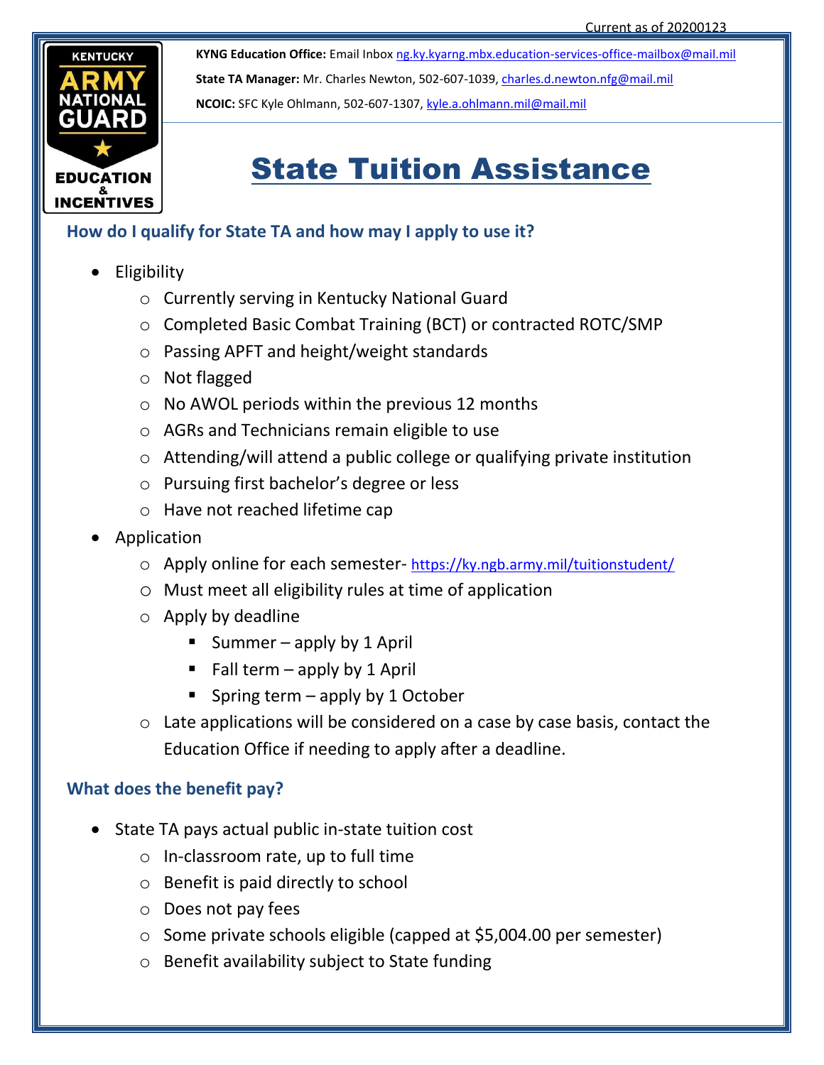Current as of 20200123

**KYNG Education Office:** Email Inbox ng.ky.kyarng.mbx.education-services-office-mailbox@mail.mil

**State TA Manager:** Mr. Charles Newton, 502-607-1039, charles.d.newton.nfg@mail.mil

**NCOIC:** SFC Kyle Ohlmann, 502-607-1307, kyle.a.ohlmann.mil@mail.mil

# State Tuition Assistance

## How do I qualify for State TA and how may I apply to use it?

- Eligibility
  - Currently serving in Kentucky National Guard
  - Completed Basic Combat Training (BCT) or contracted ROTC/SMP
  - Passing APFT and height/weight standards
  - Not flagged
  - No AWOL periods within the previous 12 months
  - AGRs and Technicians remain eligible to use
  - Attending/will attend a public college or qualifying private institution
  - Pursuing first bachelor's degree or less
  - Have not reached lifetime cap
- Application
  - Apply online for each semester- https://ky.ngb.army.mil/tuitionstudent/
  - Must meet all eligibility rules at time of application
  - Apply by deadline
    - Summer – apply by 1 April
    - Fall term – apply by 1 April
    - Spring term – apply by 1 October
  - Late applications will be considered on a case by case basis, contact the Education Office if needing to apply after a deadline.

## What does the benefit pay?

- State TA pays actual public in-state tuition cost
  - In-classroom rate, up to full time
  - Benefit is paid directly to school
  - Does not pay fees
  - Some private schools eligible (capped at $5,004.00 per semester)
  - Benefit availability subject to State funding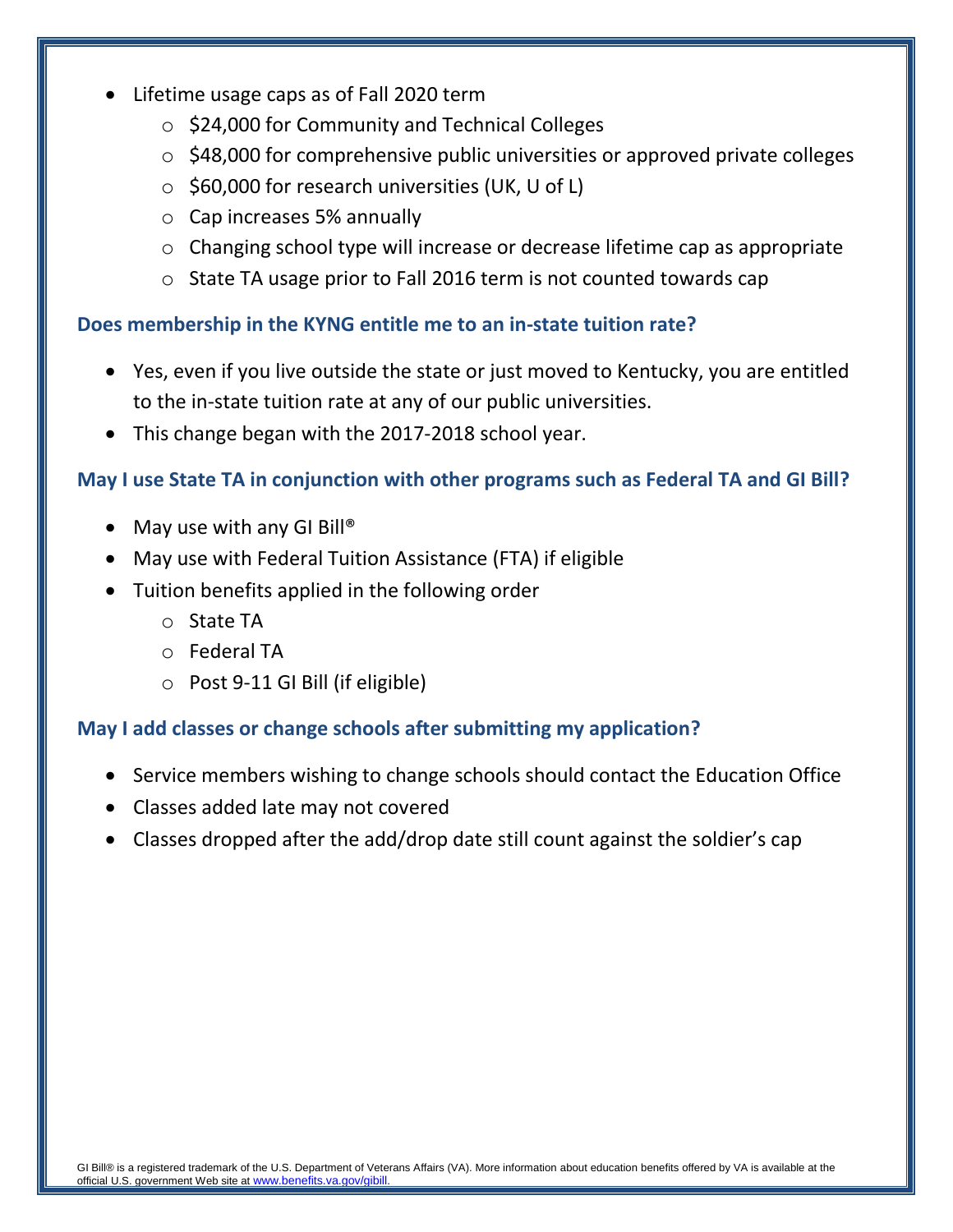- Lifetime usage caps as of Fall 2020 term
  - $24,000 for Community and Technical Colleges
  - $48,000 for comprehensive public universities or approved private colleges
  - $60,000 for research universities (UK, U of L)
  - Cap increases 5% annually
  - Changing school type will increase or decrease lifetime cap as appropriate
  - State TA usage prior to Fall 2016 term is not counted towards cap

### Does membership in the KYNG entitle me to an in-state tuition rate?

- Yes, even if you live outside the state or just moved to Kentucky, you are entitled to the in-state tuition rate at any of our public universities.
- This change began with the 2017-2018 school year.

### May I use State TA in conjunction with other programs such as Federal TA and GI Bill?

- May use with any GI Bill®
- May use with Federal Tuition Assistance (FTA) if eligible
- Tuition benefits applied in the following order
  - State TA
  - Federal TA
  - Post 9-11 GI Bill (if eligible)

### May I add classes or change schools after submitting my application?

- Service members wishing to change schools should contact the Education Office
- Classes added late may not covered
- Classes dropped after the add/drop date still count against the soldier's cap

GI Bill® is a registered trademark of the U.S. Department of Veterans Affairs (VA). More information about education benefits offered by VA is available at the official U.S. government Web site at www.benefits.va.gov/gibill.